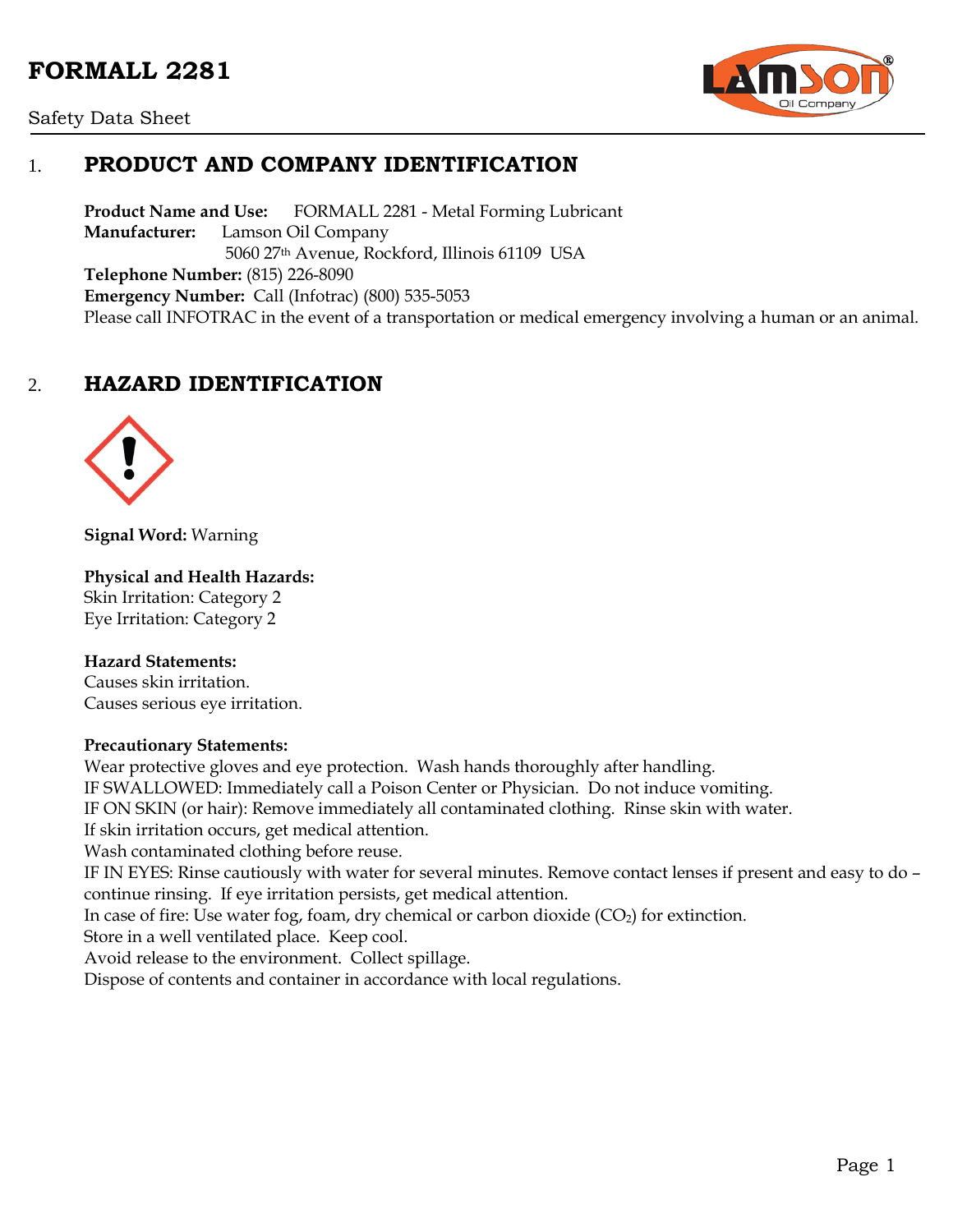# FORMALL 2281

Safety Data Sheet

## 1. PRODUCT AND COMPANY IDENTIFICATION

**Product Name and Use:** FORMALL 2281 - Metal Forming Lubricant
**Manufacturer:** Lamson Oil Company
5060 27th Avenue, Rockford, Illinois 61109 USA
**Telephone Number:** (815) 226-8090
**Emergency Number:** Call (Infotrac) (800) 535-5053
Please call INFOTRAC in the event of a transportation or medical emergency involving a human or an animal.

## 2. HAZARD IDENTIFICATION

**Signal Word:** Warning

**Physical and Health Hazards:**
Skin Irritation: Category 2
Eye Irritation: Category 2

**Hazard Statements:**
Causes skin irritation.
Causes serious eye irritation.

**Precautionary Statements:**
Wear protective gloves and eye protection. Wash hands thoroughly after handling.
IF SWALLOWED: Immediately call a Poison Center or Physician. Do not induce vomiting.
IF ON SKIN (or hair): Remove immediately all contaminated clothing. Rinse skin with water.
If skin irritation occurs, get medical attention.
Wash contaminated clothing before reuse.
IF IN EYES: Rinse cautiously with water for several minutes. Remove contact lenses if present and easy to do – continue rinsing. If eye irritation persists, get medical attention.
In case of fire: Use water fog, foam, dry chemical or carbon dioxide ($CO_2$) for extinction.
Store in a well ventilated place. Keep cool.
Avoid release to the environment. Collect spillage.
Dispose of contents and container in accordance with local regulations.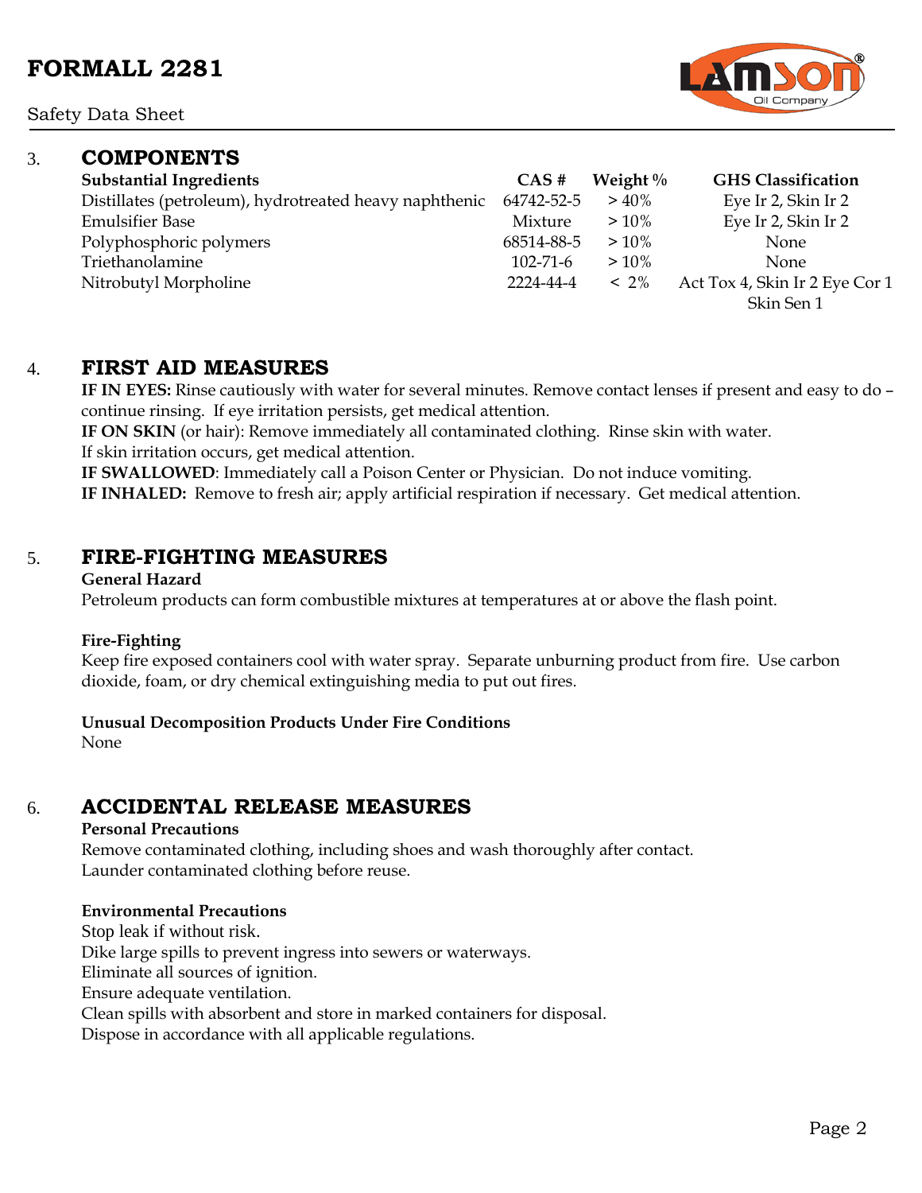## 3. COMPONENTS

| Substantial Ingredients | CAS # | Weight % | GHS Classification |
|---|---|---|---|
| Distillates (petroleum), hydrotreated heavy naphthenic | 64742-52-5 | > 40% | Eye Ir 2, Skin Ir 2 |
| Emulsifier Base | Mixture | > 10% | Eye Ir 2, Skin Ir 2 |
| Polyphosphoric polymers | 68514-88-5 | > 10% | None |
| Triethanolamine | 102-71-6 | > 10% | None |
| Nitrobutyl Morpholine | 2224-44-4 | < 2% | Act Tox 4, Skin Ir 2 Eye Cor 1 Skin Sen 1 |

## 4. FIRST AID MEASURES

**IF IN EYES:** Rinse cautiously with water for several minutes. Remove contact lenses if present and easy to do – continue rinsing. If eye irritation persists, get medical attention.

**IF ON SKIN** (or hair): Remove immediately all contaminated clothing. Rinse skin with water. If skin irritation occurs, get medical attention.

**IF SWALLOWED**: Immediately call a Poison Center or Physician. Do not induce vomiting.

**IF INHALED:** Remove to fresh air; apply artificial respiration if necessary. Get medical attention.

## 5. FIRE-FIGHTING MEASURES

**General Hazard**

Petroleum products can form combustible mixtures at temperatures at or above the flash point.

**Fire-Fighting**

Keep fire exposed containers cool with water spray. Separate unburning product from fire. Use carbon dioxide, foam, or dry chemical extinguishing media to put out fires.

**Unusual Decomposition Products Under Fire Conditions**

None

## 6. ACCIDENTAL RELEASE MEASURES

**Personal Precautions**

Remove contaminated clothing, including shoes and wash thoroughly after contact.
Launder contaminated clothing before reuse.

**Environmental Precautions**

Stop leak if without risk.
Dike large spills to prevent ingress into sewers or waterways.
Eliminate all sources of ignition.
Ensure adequate ventilation.
Clean spills with absorbent and store in marked containers for disposal.
Dispose in accordance with all applicable regulations.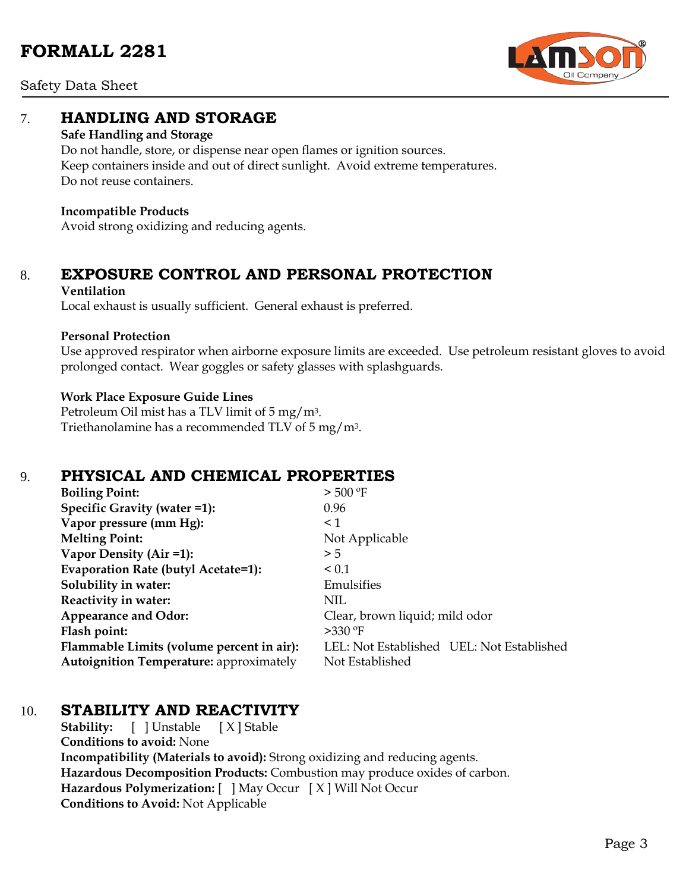## 7. HANDLING AND STORAGE

**Safe Handling and Storage**

Do not handle, store, or dispense near open flames or ignition sources.
Keep containers inside and out of direct sunlight. Avoid extreme temperatures.
Do not reuse containers.

**Incompatible Products**

Avoid strong oxidizing and reducing agents.

## 8. EXPOSURE CONTROL AND PERSONAL PROTECTION

**Ventilation**

Local exhaust is usually sufficient. General exhaust is preferred.

**Personal Protection**

Use approved respirator when airborne exposure limits are exceeded. Use petroleum resistant gloves to avoid prolonged contact. Wear goggles or safety glasses with splashguards.

**Work Place Exposure Guide Lines**

Petroleum Oil mist has a TLV limit of 5 $mg/m^3$.
Triethanolamine has a recommended TLV of 5 $mg/m^3$.

## 9. PHYSICAL AND CHEMICAL PROPERTIES

| Property | Value |
|---|---|
| **Boiling Point:** | > 500 ºF |
| **Specific Gravity (water =1):** | 0.96 |
| **Vapor pressure (mm Hg):** | < 1 |
| **Melting Point:** | Not Applicable |
| **Vapor Density (Air =1):** | > 5 |
| **Evaporation Rate (butyl Acetate=1):** | < 0.1 |
| **Solubility in water:** | Emulsifies |
| **Reactivity in water:** | NIL |
| **Appearance and Odor:** | Clear, brown liquid; mild odor |
| **Flash point:** | >330 ºF |
| **Flammable Limits (volume percent in air):** | LEL: Not Established UEL: Not Established |
| **Autoignition Temperature:** approximately | Not Established |

## 10. STABILITY AND REACTIVITY

**Stability:** [ ] Unstable [ X ] Stable
**Conditions to avoid:** None
**Incompatibility (Materials to avoid):** Strong oxidizing and reducing agents.
**Hazardous Decomposition Products:** Combustion may produce oxides of carbon.
**Hazardous Polymerization:** [ ] May Occur [ X ] Will Not Occur
**Conditions to Avoid:** Not Applicable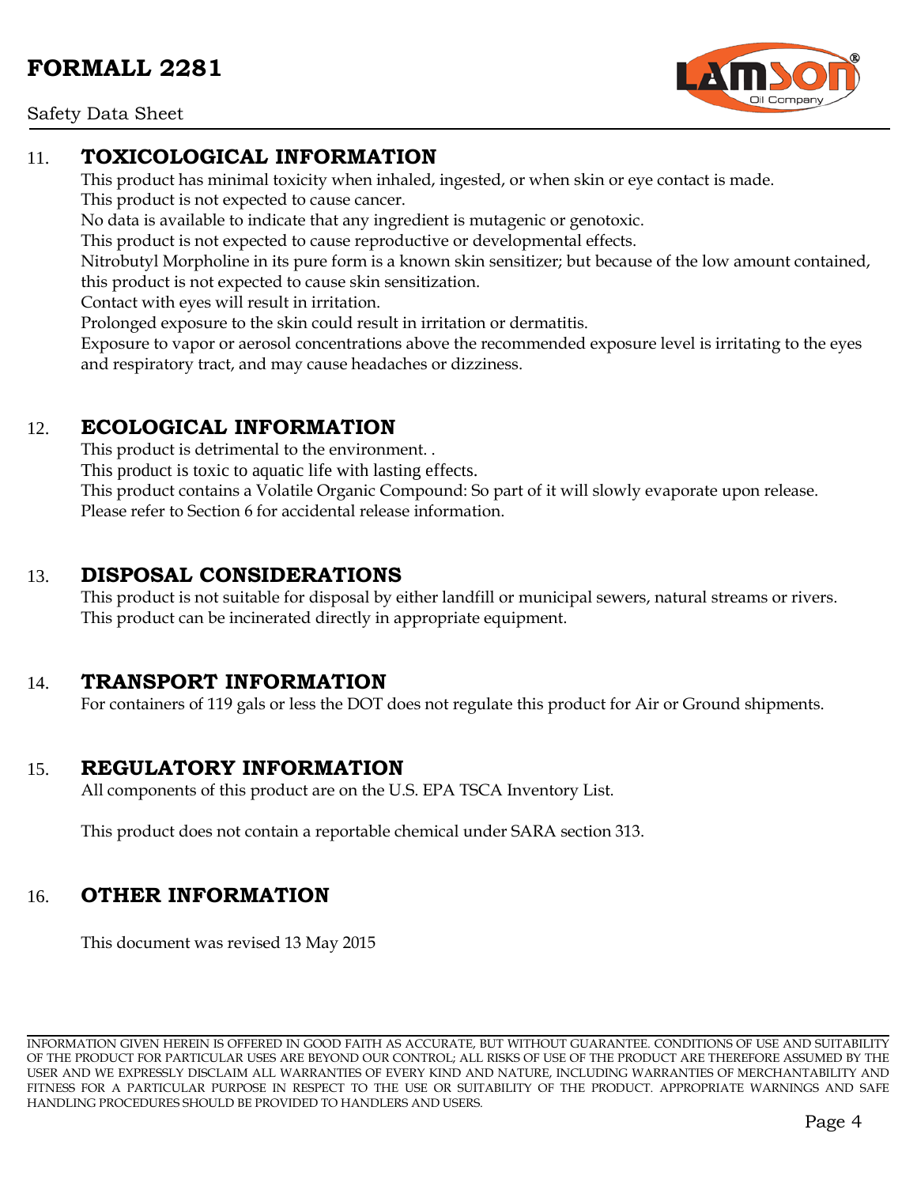## 11. TOXICOLOGICAL INFORMATION

This product has minimal toxicity when inhaled, ingested, or when skin or eye contact is made.
This product is not expected to cause cancer.
No data is available to indicate that any ingredient is mutagenic or genotoxic.
This product is not expected to cause reproductive or developmental effects.
Nitrobutyl Morpholine in its pure form is a known skin sensitizer; but because of the low amount contained, this product is not expected to cause skin sensitization.
Contact with eyes will result in irritation.
Prolonged exposure to the skin could result in irritation or dermatitis.
Exposure to vapor or aerosol concentrations above the recommended exposure level is irritating to the eyes and respiratory tract, and may cause headaches or dizziness.

## 12. ECOLOGICAL INFORMATION

This product is detrimental to the environment. .
This product is toxic to aquatic life with lasting effects.
This product contains a Volatile Organic Compound: So part of it will slowly evaporate upon release.
Please refer to Section 6 for accidental release information.

## 13. DISPOSAL CONSIDERATIONS

This product is not suitable for disposal by either landfill or municipal sewers, natural streams or rivers.
This product can be incinerated directly in appropriate equipment.

## 14. TRANSPORT INFORMATION

For containers of 119 gals or less the DOT does not regulate this product for Air or Ground shipments.

## 15. REGULATORY INFORMATION

All components of this product are on the U.S. EPA TSCA Inventory List.

This product does not contain a reportable chemical under SARA section 313.

## 16. OTHER INFORMATION

This document was revised 13 May 2015

INFORMATION GIVEN HEREIN IS OFFERED IN GOOD FAITH AS ACCURATE, BUT WITHOUT GUARANTEE. CONDITIONS OF USE AND SUITABILITY OF THE PRODUCT FOR PARTICULAR USES ARE BEYOND OUR CONTROL; ALL RISKS OF USE OF THE PRODUCT ARE THEREFORE ASSUMED BY THE USER AND WE EXPRESSLY DISCLAIM ALL WARRANTIES OF EVERY KIND AND NATURE, INCLUDING WARRANTIES OF MERCHANTABILITY AND FITNESS FOR A PARTICULAR PURPOSE IN RESPECT TO THE USE OR SUITABILITY OF THE PRODUCT. APPROPRIATE WARNINGS AND SAFE HANDLING PROCEDURES SHOULD BE PROVIDED TO HANDLERS AND USERS.